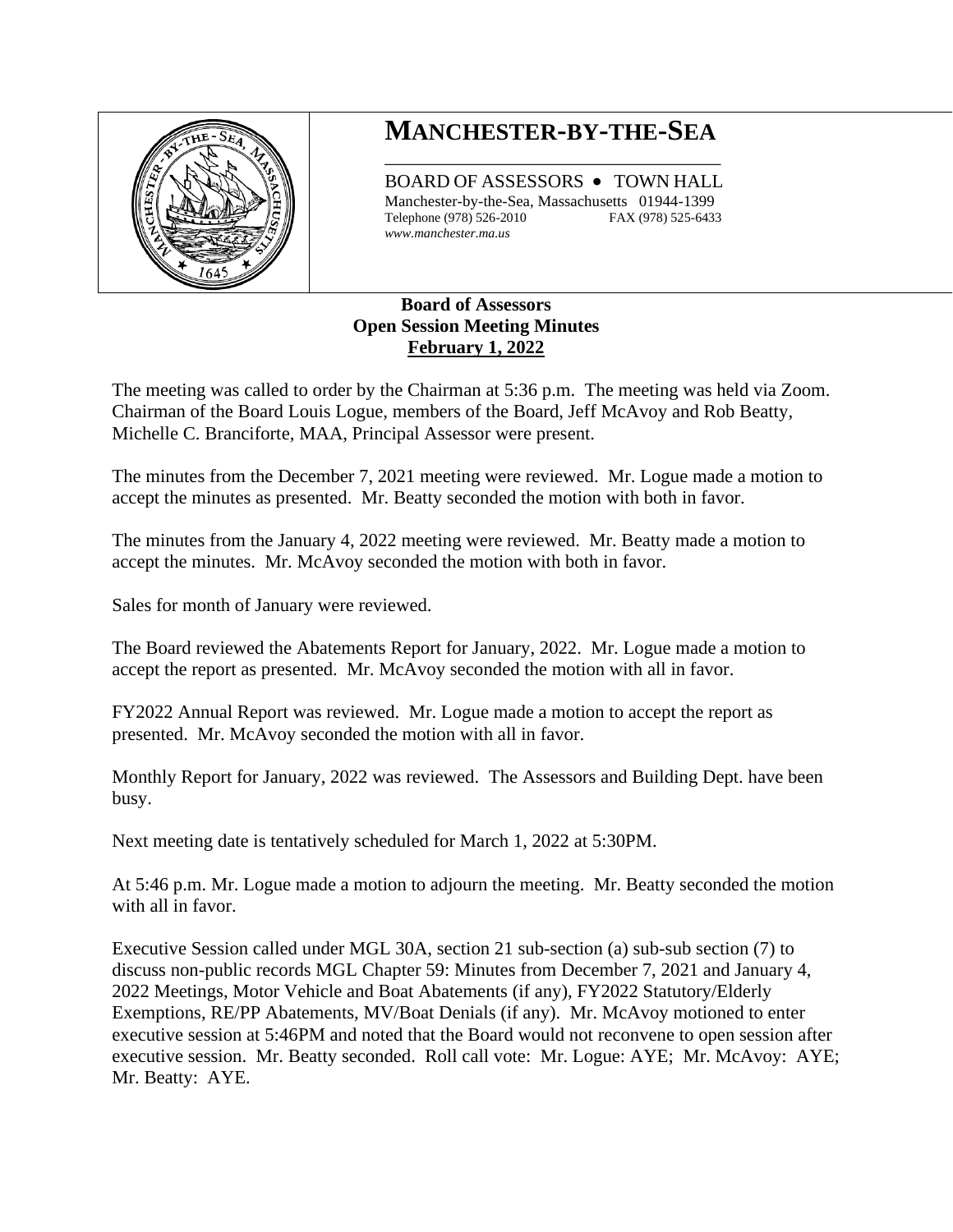# MANCHESTER-BY-THE-SEA

BOARD OF ASSESSORS • TOWN HALL
Manchester-by-the-Sea, Massachusetts 01944-1399
Telephone (978) 526-2010 FAX (978) 525-6433
*www.manchester.ma.us*

**Board of Assessors**
**Open Session Meeting Minutes**
**February 1, 2022**

The meeting was called to order by the Chairman at 5:36 p.m. The meeting was held via Zoom. Chairman of the Board Louis Logue, members of the Board, Jeff McAvoy and Rob Beatty, Michelle C. Branciforte, MAA, Principal Assessor were present.

The minutes from the December 7, 2021 meeting were reviewed. Mr. Logue made a motion to accept the minutes as presented. Mr. Beatty seconded the motion with both in favor.

The minutes from the January 4, 2022 meeting were reviewed. Mr. Beatty made a motion to accept the minutes. Mr. McAvoy seconded the motion with both in favor.

Sales for month of January were reviewed.

The Board reviewed the Abatements Report for January, 2022. Mr. Logue made a motion to accept the report as presented. Mr. McAvoy seconded the motion with all in favor.

FY2022 Annual Report was reviewed. Mr. Logue made a motion to accept the report as presented. Mr. McAvoy seconded the motion with all in favor.

Monthly Report for January, 2022 was reviewed. The Assessors and Building Dept. have been busy.

Next meeting date is tentatively scheduled for March 1, 2022 at 5:30PM.

At 5:46 p.m. Mr. Logue made a motion to adjourn the meeting. Mr. Beatty seconded the motion with all in favor.

Executive Session called under MGL 30A, section 21 sub-section (a) sub-sub section (7) to discuss non-public records MGL Chapter 59: Minutes from December 7, 2021 and January 4, 2022 Meetings, Motor Vehicle and Boat Abatements (if any), FY2022 Statutory/Elderly Exemptions, RE/PP Abatements, MV/Boat Denials (if any). Mr. McAvoy motioned to enter executive session at 5:46PM and noted that the Board would not reconvene to open session after executive session. Mr. Beatty seconded. Roll call vote: Mr. Logue: AYE; Mr. McAvoy: AYE; Mr. Beatty: AYE.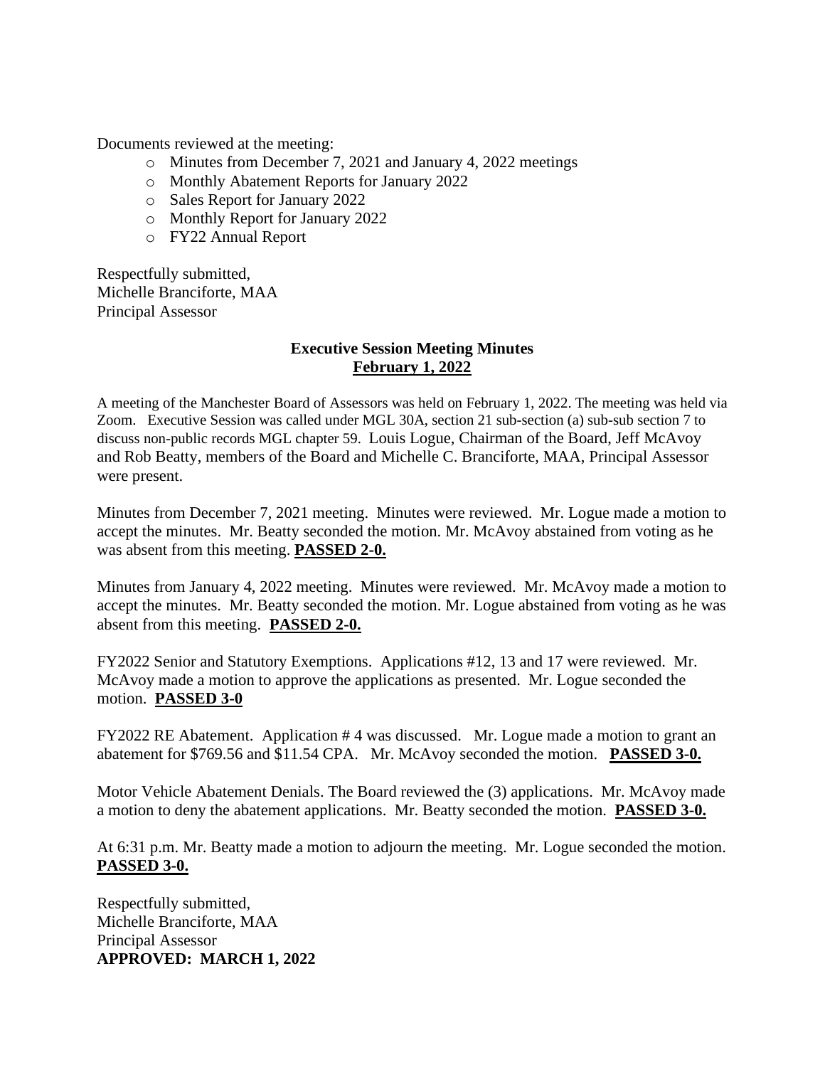Documents reviewed at the meeting:

- Minutes from December 7, 2021 and January 4, 2022 meetings
- Monthly Abatement Reports for January 2022
- Sales Report for January 2022
- Monthly Report for January 2022
- FY22 Annual Report

Respectfully submitted,
Michelle Branciforte, MAA
Principal Assessor

**Executive Session Meeting Minutes**
**February 1, 2022**

A meeting of the Manchester Board of Assessors was held on February 1, 2022. The meeting was held via Zoom. Executive Session was called under MGL 30A, section 21 sub-section (a) sub-sub section 7 to discuss non-public records MGL chapter 59. Louis Logue, Chairman of the Board, Jeff McAvoy and Rob Beatty, members of the Board and Michelle C. Branciforte, MAA, Principal Assessor were present.

Minutes from December 7, 2021 meeting. Minutes were reviewed. Mr. Logue made a motion to accept the minutes. Mr. Beatty seconded the motion. Mr. McAvoy abstained from voting as he was absent from this meeting. **PASSED 2-0.**

Minutes from January 4, 2022 meeting. Minutes were reviewed. Mr. McAvoy made a motion to accept the minutes. Mr. Beatty seconded the motion. Mr. Logue abstained from voting as he was absent from this meeting. **PASSED 2-0.**

FY2022 Senior and Statutory Exemptions. Applications #12, 13 and 17 were reviewed. Mr. McAvoy made a motion to approve the applications as presented. Mr. Logue seconded the motion. **PASSED 3-0**

FY2022 RE Abatement. Application # 4 was discussed. Mr. Logue made a motion to grant an abatement for $769.56 and $11.54 CPA. Mr. McAvoy seconded the motion. **PASSED 3-0.**

Motor Vehicle Abatement Denials. The Board reviewed the (3) applications. Mr. McAvoy made a motion to deny the abatement applications. Mr. Beatty seconded the motion. **PASSED 3-0.**

At 6:31 p.m. Mr. Beatty made a motion to adjourn the meeting. Mr. Logue seconded the motion. **PASSED 3-0.**

Respectfully submitted,
Michelle Branciforte, MAA
Principal Assessor
**APPROVED: MARCH 1, 2022**